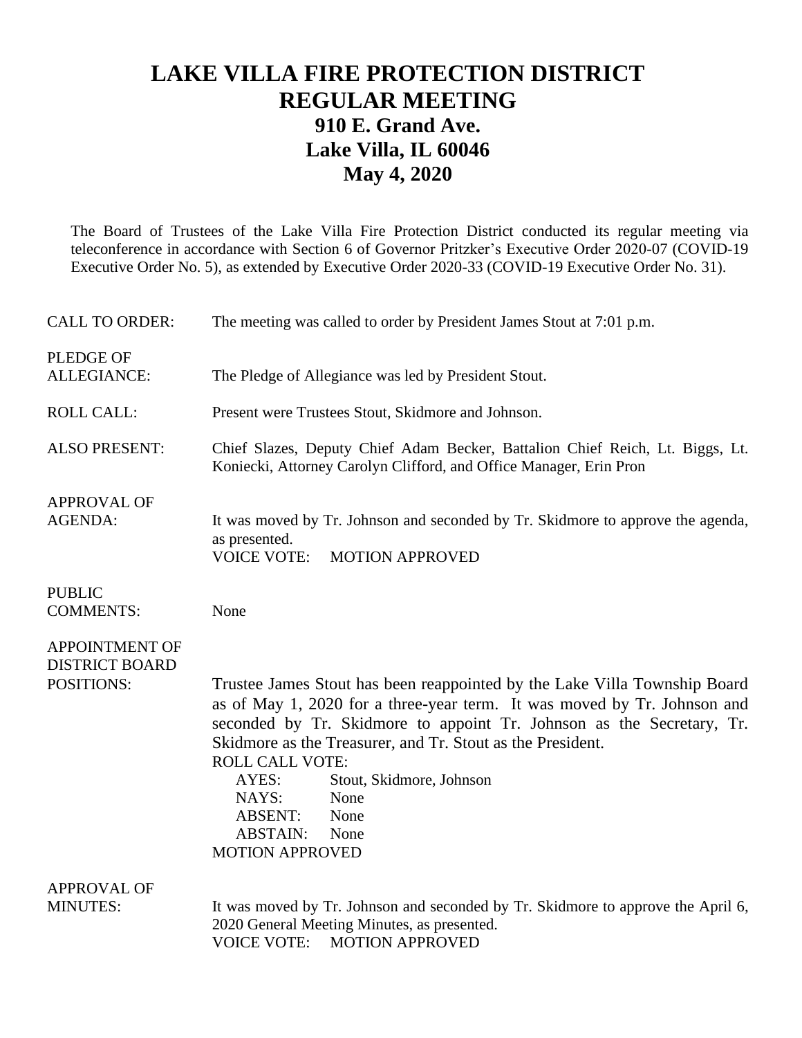# LAKE VILLA FIRE PROTECTION DISTRICT
# REGULAR MEETING
## 910 E. Grand Ave.
## Lake Villa, IL 60046
## May 4, 2020

The Board of Trustees of the Lake Villa Fire Protection District conducted its regular meeting via teleconference in accordance with Section 6 of Governor Pritzker's Executive Order 2020-07 (COVID-19 Executive Order No. 5), as extended by Executive Order 2020-33 (COVID-19 Executive Order No. 31).

**CALL TO ORDER:** The meeting was called to order by President James Stout at 7:01 p.m.

**PLEDGE OF ALLEGIANCE:** The Pledge of Allegiance was led by President Stout.

**ROLL CALL:** Present were Trustees Stout, Skidmore and Johnson.

**ALSO PRESENT:** Chief Slazes, Deputy Chief Adam Becker, Battalion Chief Reich, Lt. Biggs, Lt. Koniecki, Attorney Carolyn Clifford, and Office Manager, Erin Pron

**APPROVAL OF AGENDA:** It was moved by Tr. Johnson and seconded by Tr. Skidmore to approve the agenda, as presented.
VOICE VOTE: MOTION APPROVED

**PUBLIC COMMENTS:** None

**APPOINTMENT OF DISTRICT BOARD POSITIONS:** Trustee James Stout has been reappointed by the Lake Villa Township Board as of May 1, 2020 for a three-year term. It was moved by Tr. Johnson and seconded by Tr. Skidmore to appoint Tr. Johnson as the Secretary, Tr. Skidmore as the Treasurer, and Tr. Stout as the President.
ROLL CALL VOTE:
AYES: Stout, Skidmore, Johnson
NAYS: None
ABSENT: None
ABSTAIN: None
MOTION APPROVED

**APPROVAL OF MINUTES:** It was moved by Tr. Johnson and seconded by Tr. Skidmore to approve the April 6, 2020 General Meeting Minutes, as presented.
VOICE VOTE: MOTION APPROVED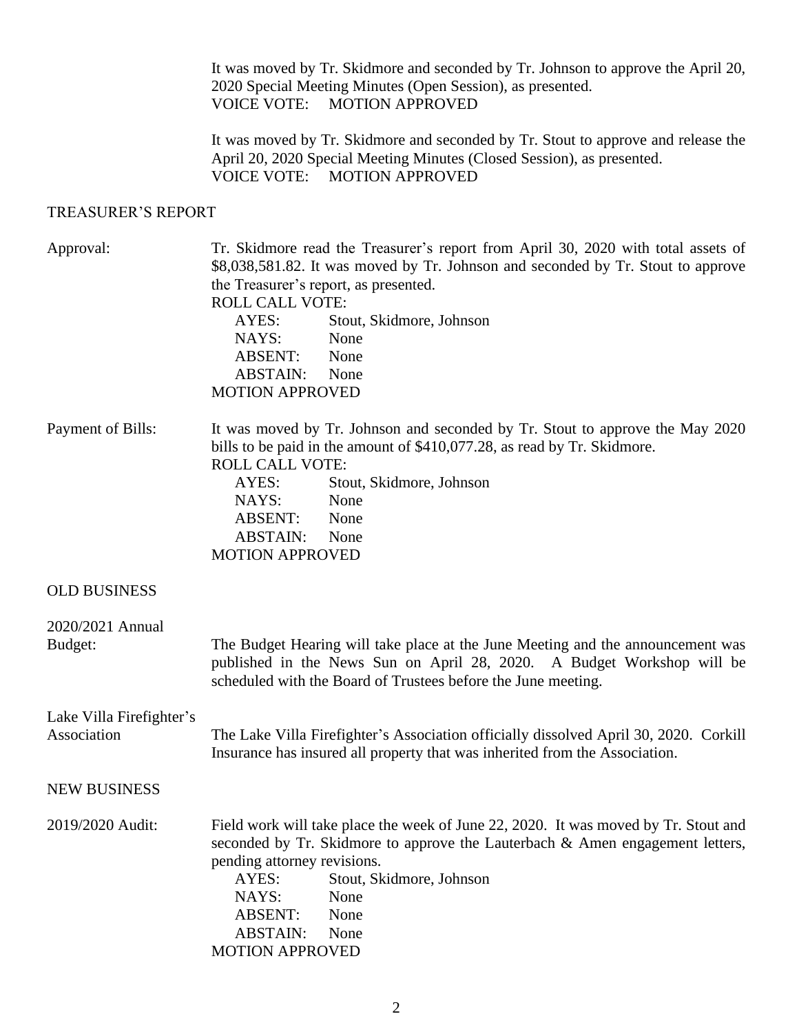It was moved by Tr. Skidmore and seconded by Tr. Johnson to approve the April 20, 2020 Special Meeting Minutes (Open Session), as presented.
VOICE VOTE: MOTION APPROVED

It was moved by Tr. Skidmore and seconded by Tr. Stout to approve and release the April 20, 2020 Special Meeting Minutes (Closed Session), as presented.
VOICE VOTE: MOTION APPROVED

## TREASURER'S REPORT

**Approval:** Tr. Skidmore read the Treasurer's report from April 30, 2020 with total assets of $8,038,581.82. It was moved by Tr. Johnson and seconded by Tr. Stout to approve the Treasurer's report, as presented.

ROLL CALL VOTE:
- AYES: Stout, Skidmore, Johnson
- NAYS: None
- ABSENT: None
- ABSTAIN: None

MOTION APPROVED

**Payment of Bills:** It was moved by Tr. Johnson and seconded by Tr. Stout to approve the May 2020 bills to be paid in the amount of $410,077.28, as read by Tr. Skidmore.

ROLL CALL VOTE:
- AYES: Stout, Skidmore, Johnson
- NAYS: None
- ABSENT: None
- ABSTAIN: None

MOTION APPROVED

## OLD BUSINESS

**2020/2021 Annual Budget:** The Budget Hearing will take place at the June Meeting and the announcement was published in the News Sun on April 28, 2020. A Budget Workshop will be scheduled with the Board of Trustees before the June meeting.

**Lake Villa Firefighter's Association** The Lake Villa Firefighter's Association officially dissolved April 30, 2020. Corkill Insurance has insured all property that was inherited from the Association.

## NEW BUSINESS

**2019/2020 Audit:** Field work will take place the week of June 22, 2020. It was moved by Tr. Stout and seconded by Tr. Skidmore to approve the Lauterbach & Amen engagement letters, pending attorney revisions.
- AYES: Stout, Skidmore, Johnson
- NAYS: None
- ABSENT: None
- ABSTAIN: None

MOTION APPROVED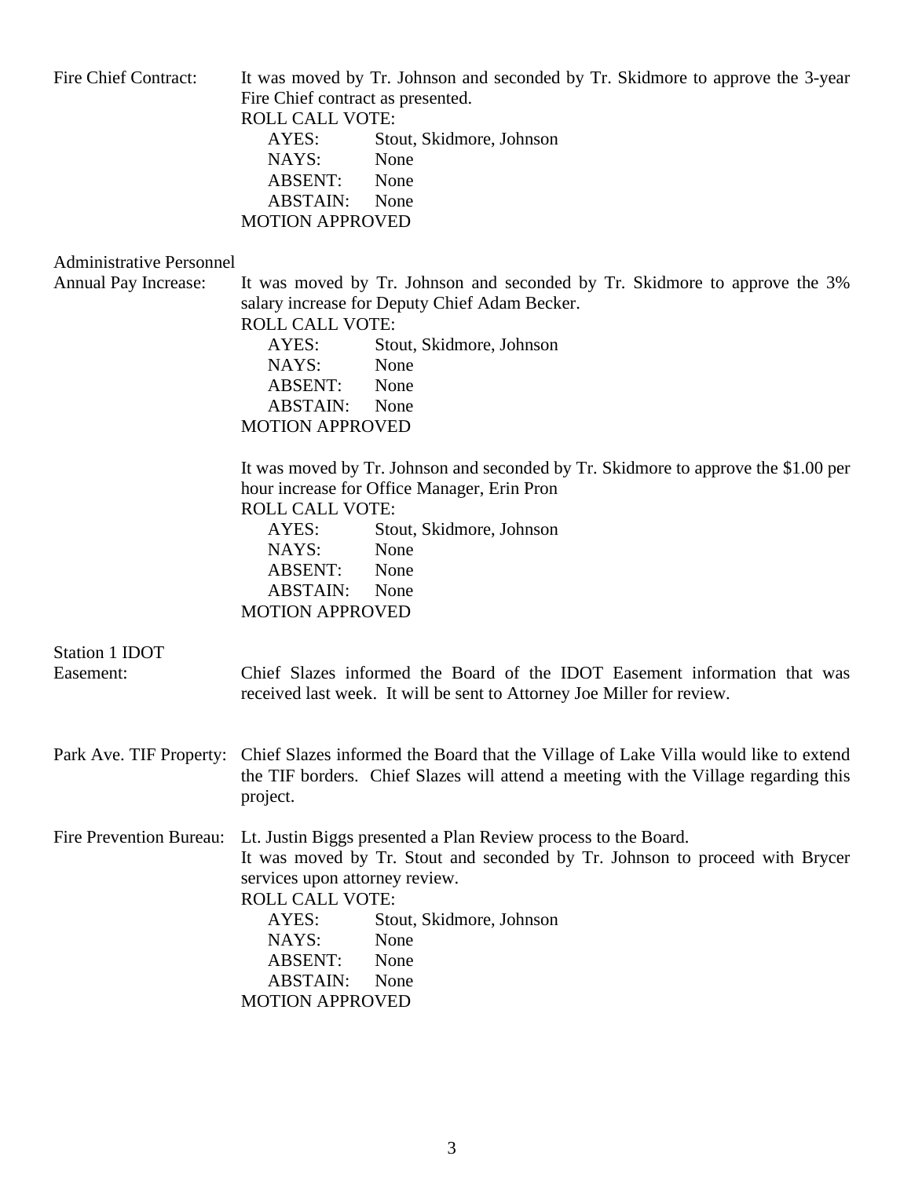**Fire Chief Contract:** It was moved by Tr. Johnson and seconded by Tr. Skidmore to approve the 3-year Fire Chief contract as presented.

ROLL CALL VOTE:

| | |
|---|---|
| AYES: | Stout, Skidmore, Johnson |
| NAYS: | None |
| ABSENT: | None |
| ABSTAIN: | None |

MOTION APPROVED

**Administrative Personnel Annual Pay Increase:** It was moved by Tr. Johnson and seconded by Tr. Skidmore to approve the 3% salary increase for Deputy Chief Adam Becker.

ROLL CALL VOTE:

| | |
|---|---|
| AYES: | Stout, Skidmore, Johnson |
| NAYS: | None |
| ABSENT: | None |
| ABSTAIN: | None |

MOTION APPROVED

It was moved by Tr. Johnson and seconded by Tr. Skidmore to approve the $1.00 per hour increase for Office Manager, Erin Pron

ROLL CALL VOTE:

| | |
|---|---|
| AYES: | Stout, Skidmore, Johnson |
| NAYS: | None |
| ABSENT: | None |
| ABSTAIN: | None |

MOTION APPROVED

**Station 1 IDOT Easement:** Chief Slazes informed the Board of the IDOT Easement information that was received last week. It will be sent to Attorney Joe Miller for review.

**Park Ave. TIF Property:** Chief Slazes informed the Board that the Village of Lake Villa would like to extend the TIF borders. Chief Slazes will attend a meeting with the Village regarding this project.

**Fire Prevention Bureau:** Lt. Justin Biggs presented a Plan Review process to the Board.

It was moved by Tr. Stout and seconded by Tr. Johnson to proceed with Brycer services upon attorney review.

ROLL CALL VOTE:

| | |
|---|---|
| AYES: | Stout, Skidmore, Johnson |
| NAYS: | None |
| ABSENT: | None |
| ABSTAIN: | None |

MOTION APPROVED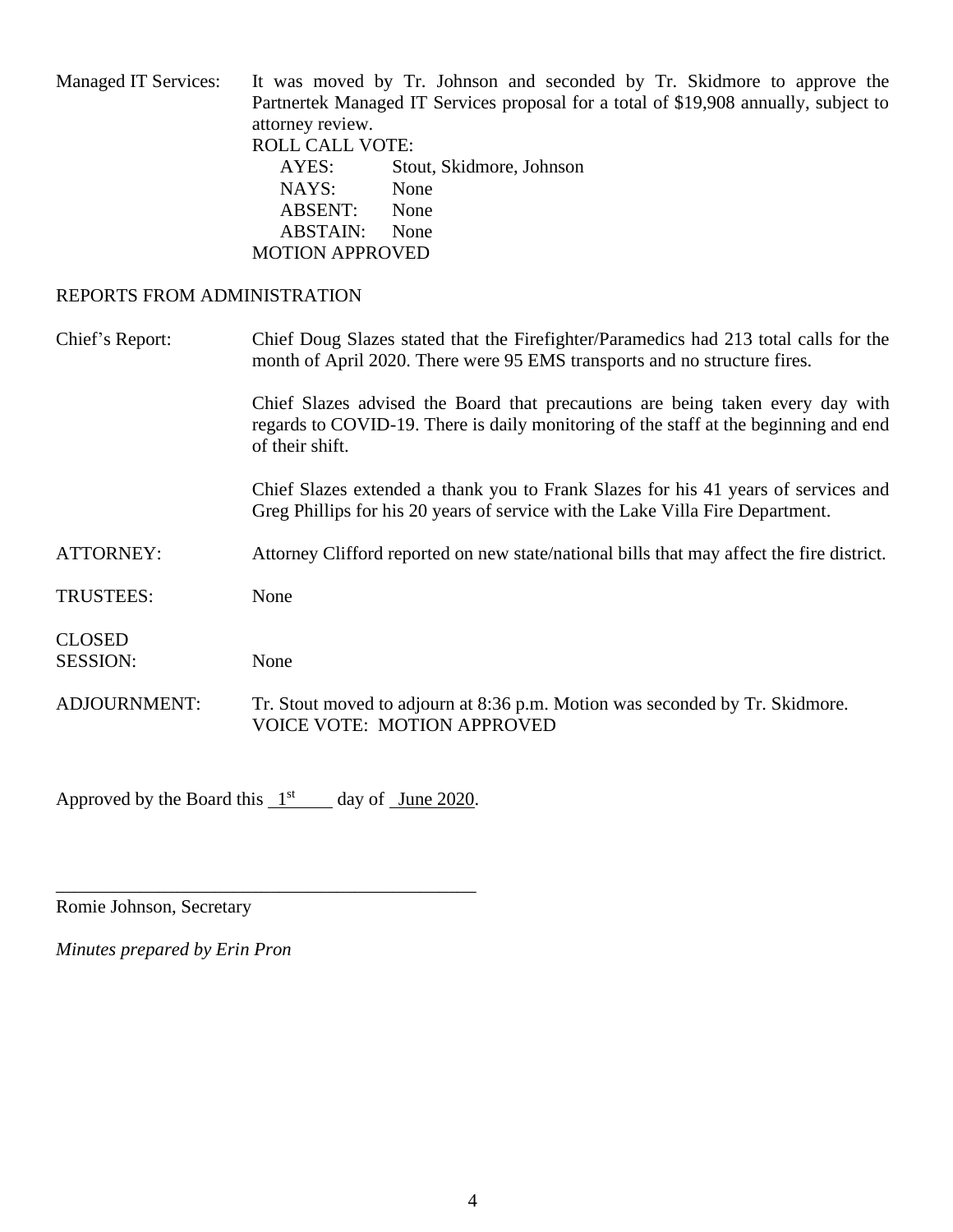Managed IT Services: It was moved by Tr. Johnson and seconded by Tr. Skidmore to approve the Partnertek Managed IT Services proposal for a total of $19,908 annually, subject to attorney review.

ROLL CALL VOTE:

| | |
|---|---|
| AYES: | Stout, Skidmore, Johnson |
| NAYS: | None |
| ABSENT: | None |
| ABSTAIN: | None |

MOTION APPROVED

REPORTS FROM ADMINISTRATION

Chief's Report: Chief Doug Slazes stated that the Firefighter/Paramedics had 213 total calls for the month of April 2020. There were 95 EMS transports and no structure fires.

Chief Slazes advised the Board that precautions are being taken every day with regards to COVID-19. There is daily monitoring of the staff at the beginning and end of their shift.

Chief Slazes extended a thank you to Frank Slazes for his 41 years of services and Greg Phillips for his 20 years of service with the Lake Villa Fire Department.

ATTORNEY: Attorney Clifford reported on new state/national bills that may affect the fire district.

TRUSTEES: None

CLOSED SESSION: None

ADJOURNMENT: Tr. Stout moved to adjourn at 8:36 p.m. Motion was seconded by Tr. Skidmore.
VOICE VOTE: MOTION APPROVED

Approved by the Board this 1st day of June 2020.

\_\_\_\_\_\_\_\_\_\_\_\_\_\_\_\_\_\_\_\_\_\_\_\_\_\_\_\_\_\_\_\_\_\_\_\_\_\_\_\_\_\_

Romie Johnson, Secretary

*Minutes prepared by Erin Pron*